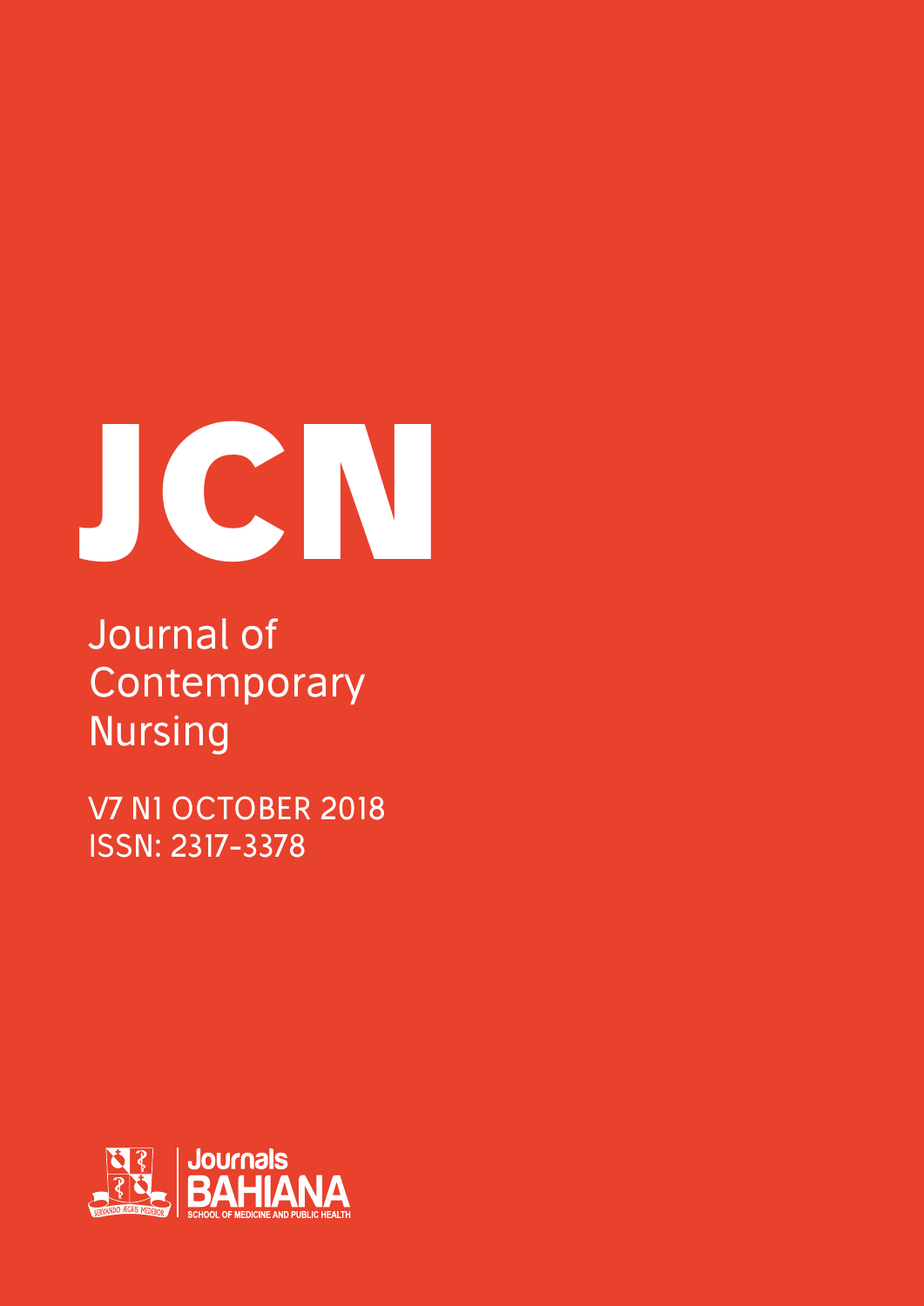# JCN

Journal of Contemporary Nursing

V7 N1 OCTOBER 2018

ISSN: 2317-3378

Journals BAHIANA

SCHOOL OF MEDICINE AND PUBLIC HEALTH

SERVANDO ÆGRIS MEDEBOR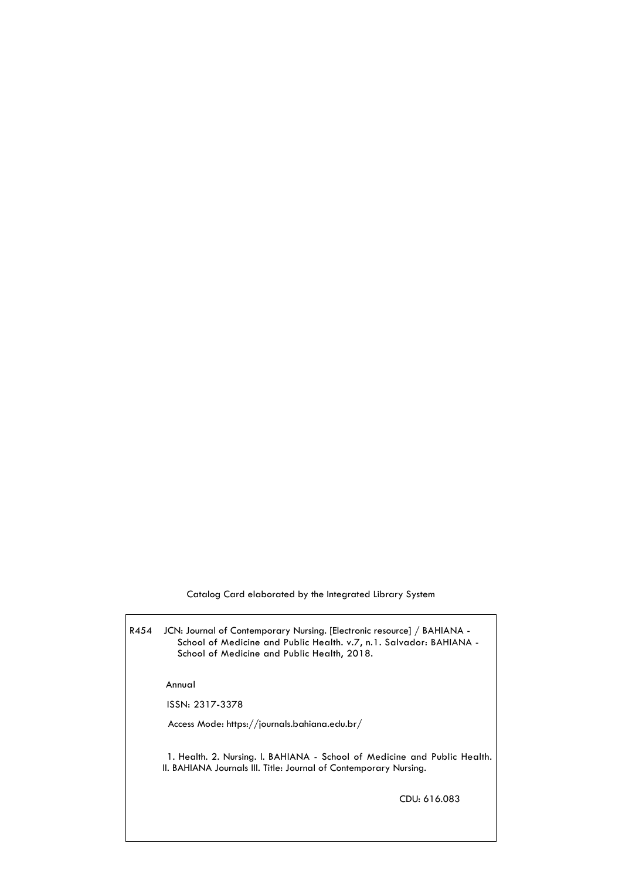Catalog Card elaborated by the Integrated Library System

R454 JCN: Journal of Contemporary Nursing. [Electronic resource] / BAHIANA - School of Medicine and Public Health. v.7, n.1. Salvador: BAHIANA - School of Medicine and Public Health, 2018.

Annual

ISSN: 2317-3378

Access Mode: https://journals.bahiana.edu.br/

1. Health. 2. Nursing. I. BAHIANA - School of Medicine and Public Health. II. BAHIANA Journals III. Title: Journal of Contemporary Nursing.

CDU: 616.083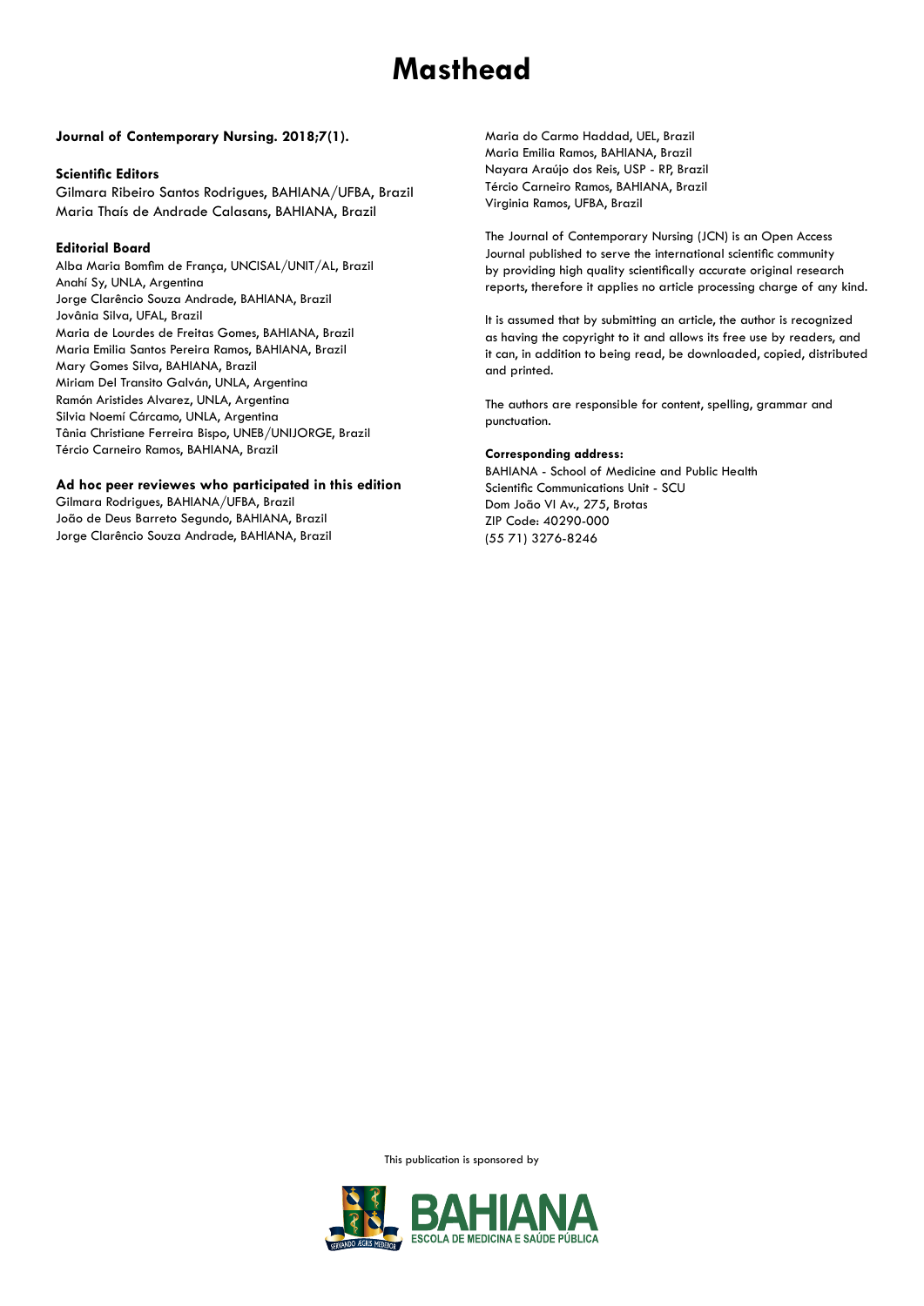# Masthead

**Journal of Contemporary Nursing. 2018;7(1).**

**Scientific Editors**

Gilmara Ribeiro Santos Rodrigues, BAHIANA/UFBA, Brazil
Maria Thaís de Andrade Calasans, BAHIANA, Brazil

**Editorial Board**

Alba Maria Bomfim de França, UNCISAL/UNIT/AL, Brazil
Anahí Sy, UNLA, Argentina
Jorge Clarêncio Souza Andrade, BAHIANA, Brazil
Jovânia Silva, UFAL, Brazil
Maria de Lourdes de Freitas Gomes, BAHIANA, Brazil
Maria Emilia Santos Pereira Ramos, BAHIANA, Brazil
Mary Gomes Silva, BAHIANA, Brazil
Miriam Del Transito Galván, UNLA, Argentina
Ramón Aristides Alvarez, UNLA, Argentina
Silvia Noemí Cárcamo, UNLA, Argentina
Tânia Christiane Ferreira Bispo, UNEB/UNIJORGE, Brazil
Tércio Carneiro Ramos, BAHIANA, Brazil

**Ad hoc peer reviewes who participated in this edition**

Gilmara Rodrigues, BAHIANA/UFBA, Brazil
João de Deus Barreto Segundo, BAHIANA, Brazil
Jorge Clarêncio Souza Andrade, BAHIANA, Brazil
Maria do Carmo Haddad, UEL, Brazil
Maria Emilia Ramos, BAHIANA, Brazil
Nayara Araújo dos Reis, USP - RP, Brazil
Tércio Carneiro Ramos, BAHIANA, Brazil
Virginia Ramos, UFBA, Brazil

The Journal of Contemporary Nursing (JCN) is an Open Access Journal published to serve the international scientific community by providing high quality scientifically accurate original research reports, therefore it applies no article processing charge of any kind.

It is assumed that by submitting an article, the author is recognized as having the copyright to it and allows its free use by readers, and it can, in addition to being read, be downloaded, copied, distributed and printed.

The authors are responsible for content, spelling, grammar and punctuation.

**Corresponding address:**

BAHIANA - School of Medicine and Public Health
Scientific Communications Unit - SCU
Dom João VI Av., 275, Brotas
ZIP Code: 40290-000
(55 71) 3276-8246

This publication is sponsored by

BAHIANA
ESCOLA DE MEDICINA E SAÚDE PÚBLICA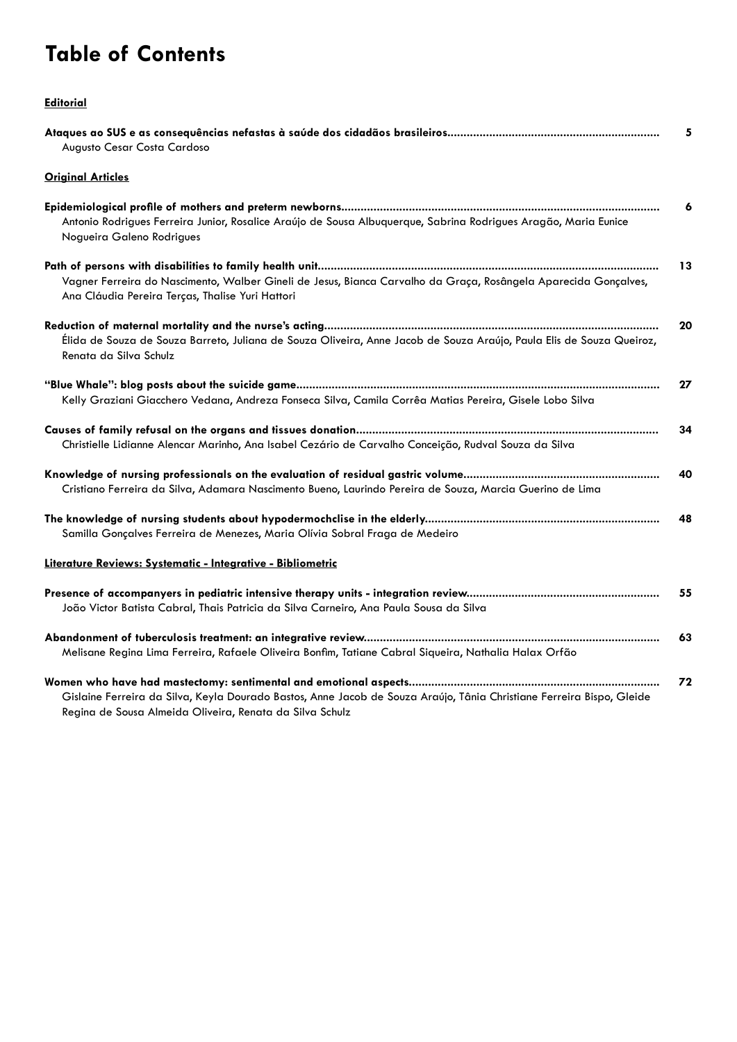# Table of Contents

**Editorial**

**Ataques ao SUS e as consequências nefastas à saúde dos cidadãos brasileiros** ........ **5**
Augusto Cesar Costa Cardoso

**Original Articles**

**Epidemiological profile of mothers and preterm newborns** ........ **6**
Antonio Rodrigues Ferreira Junior, Rosalice Araújo de Sousa Albuquerque, Sabrina Rodrigues Aragão, Maria Eunice Nogueira Galeno Rodrigues

**Path of persons with disabilities to family health unit** ........ **13**
Vagner Ferreira do Nascimento, Walber Gineli de Jesus, Bianca Carvalho da Graça, Rosângela Aparecida Gonçalves, Ana Cláudia Pereira Terças, Thalise Yuri Hattori

**Reduction of maternal mortality and the nurse's acting** ........ **20**
Élida de Souza de Souza Barreto, Juliana de Souza Oliveira, Anne Jacob de Souza Araújo, Paula Elis de Souza Queiroz, Renata da Silva Schulz

**"Blue Whale": blog posts about the suicide game** ........ **27**
Kelly Graziani Giacchero Vedana, Andreza Fonseca Silva, Camila Corrêa Matias Pereira, Gisele Lobo Silva

**Causes of family refusal on the organs and tissues donation** ........ **34**
Christielle Lidianne Alencar Marinho, Ana Isabel Cezário de Carvalho Conceição, Rudval Souza da Silva

**Knowledge of nursing professionals on the evaluation of residual gastric volume** ........ **40**
Cristiano Ferreira da Silva, Adamara Nascimento Bueno, Laurindo Pereira de Souza, Marcia Guerino de Lima

**The knowledge of nursing students about hypodermochclise in the elderly** ........ **48**
Samilla Gonçalves Ferreira de Menezes, Maria Olívia Sobral Fraga de Medeiro

**Literature Reviews: Systematic - Integrative - Bibliometric**

**Presence of accompanyers in pediatric intensive therapy units - integration review** ........ **55**
João Victor Batista Cabral, Thais Patricia da Silva Carneiro, Ana Paula Sousa da Silva

**Abandonment of tuberculosis treatment: an integrative review** ........ **63**
Melisane Regina Lima Ferreira, Rafaele Oliveira Bonfim, Tatiane Cabral Siqueira, Nathalia Halax Orfão

**Women who have had mastectomy: sentimental and emotional aspects** ........ **72**
Gislaine Ferreira da Silva, Keyla Dourado Bastos, Anne Jacob de Souza Araújo, Tânia Christiane Ferreira Bispo, Gleide Regina de Sousa Almeida Oliveira, Renata da Silva Schulz